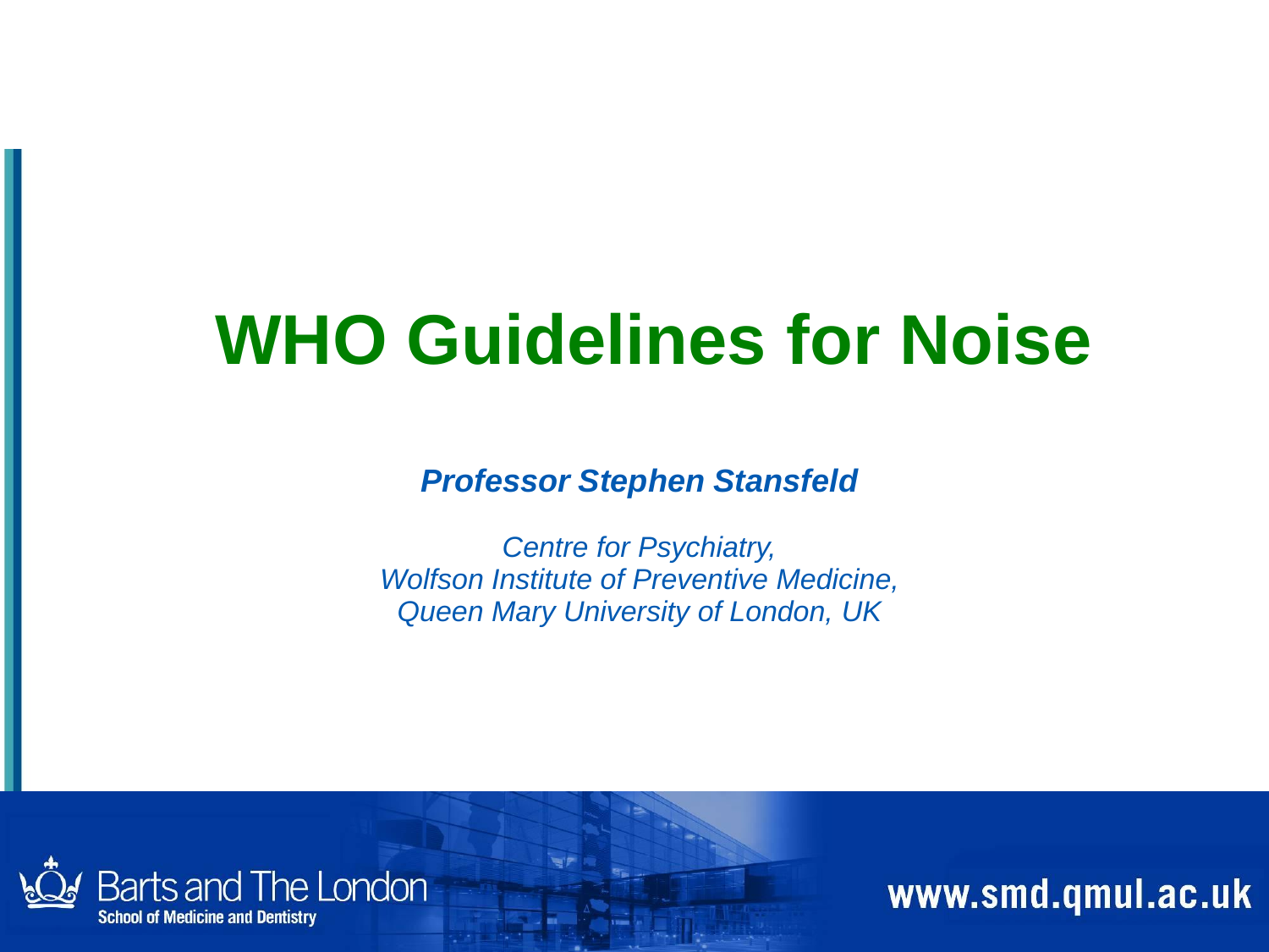# WHO Guidelines for Noise

***Professor Stephen Stansfeld***

*Centre for Psychiatry,*
*Wolfson Institute of Preventive Medicine,*
*Queen Mary University of London, UK*

Barts and The London
School of Medicine and Dentistry

www.smd.qmul.ac.uk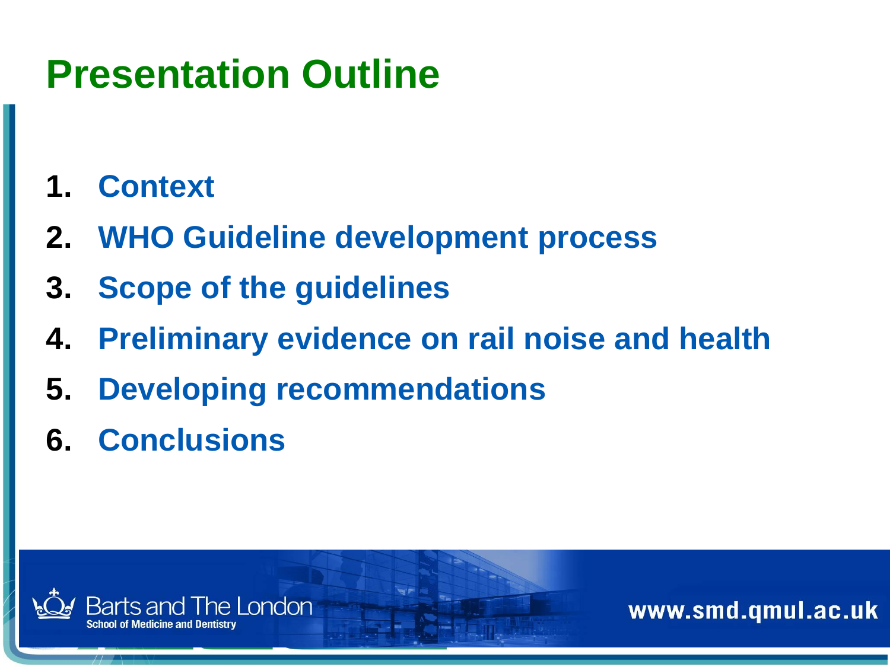# Presentation Outline

1. Context
2. WHO Guideline development process
3. Scope of the guidelines
4. Preliminary evidence on rail noise and health
5. Developing recommendations
6. Conclusions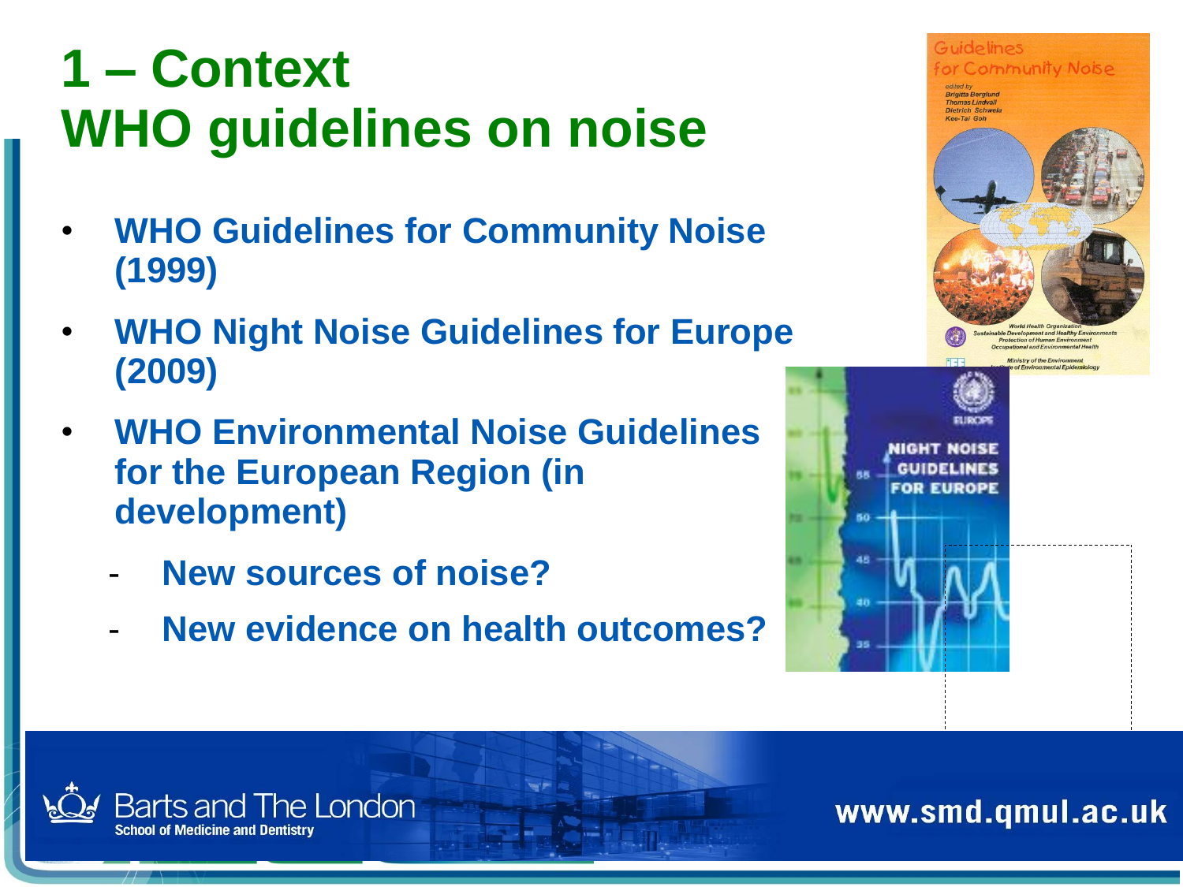# 1 – Context
# WHO guidelines on noise

- **WHO Guidelines for Community Noise (1999)**
- **WHO Night Noise Guidelines for Europe (2009)**
- **WHO Environmental Noise Guidelines for the European Region (in development)**
  - **New sources of noise?**
  - **New evidence on health outcomes?**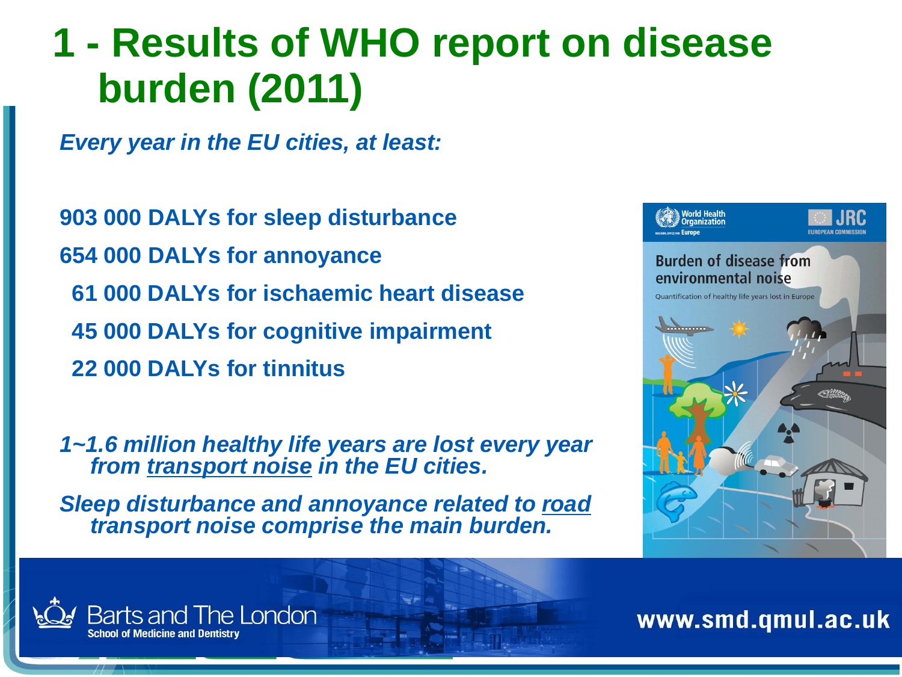# 1 - Results of WHO report on disease burden (2011)

*Every year in the EU cities, at least:*

**903 000 DALYs for sleep disturbance**

**654 000 DALYs for annoyance**

**61 000 DALYs for ischaemic heart disease**

**45 000 DALYs for cognitive impairment**

**22 000 DALYs for tinnitus**

*1~1.6 million healthy life years are lost every year from transport noise in the EU cities.*

*Sleep disturbance and annoyance related to road transport noise comprise the main burden.*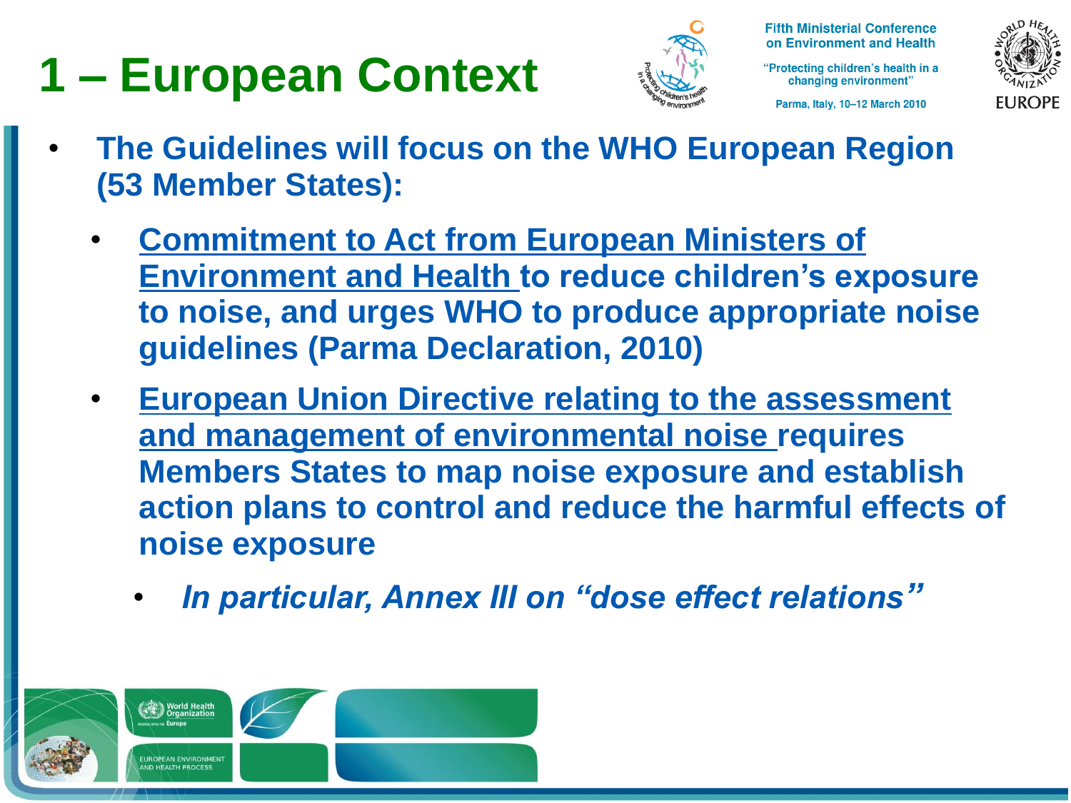# 1 – European Context

- **The Guidelines will focus on the WHO European Region (53 Member States):**
  - **Commitment to Act from European Ministers of Environment and Health to reduce children's exposure to noise, and urges WHO to produce appropriate noise guidelines (Parma Declaration, 2010)**
  - **European Union Directive relating to the assessment and management of environmental noise requires Members States to map noise exposure and establish action plans to control and reduce the harmful effects of noise exposure**
    - ***In particular, Annex III on "dose effect relations"***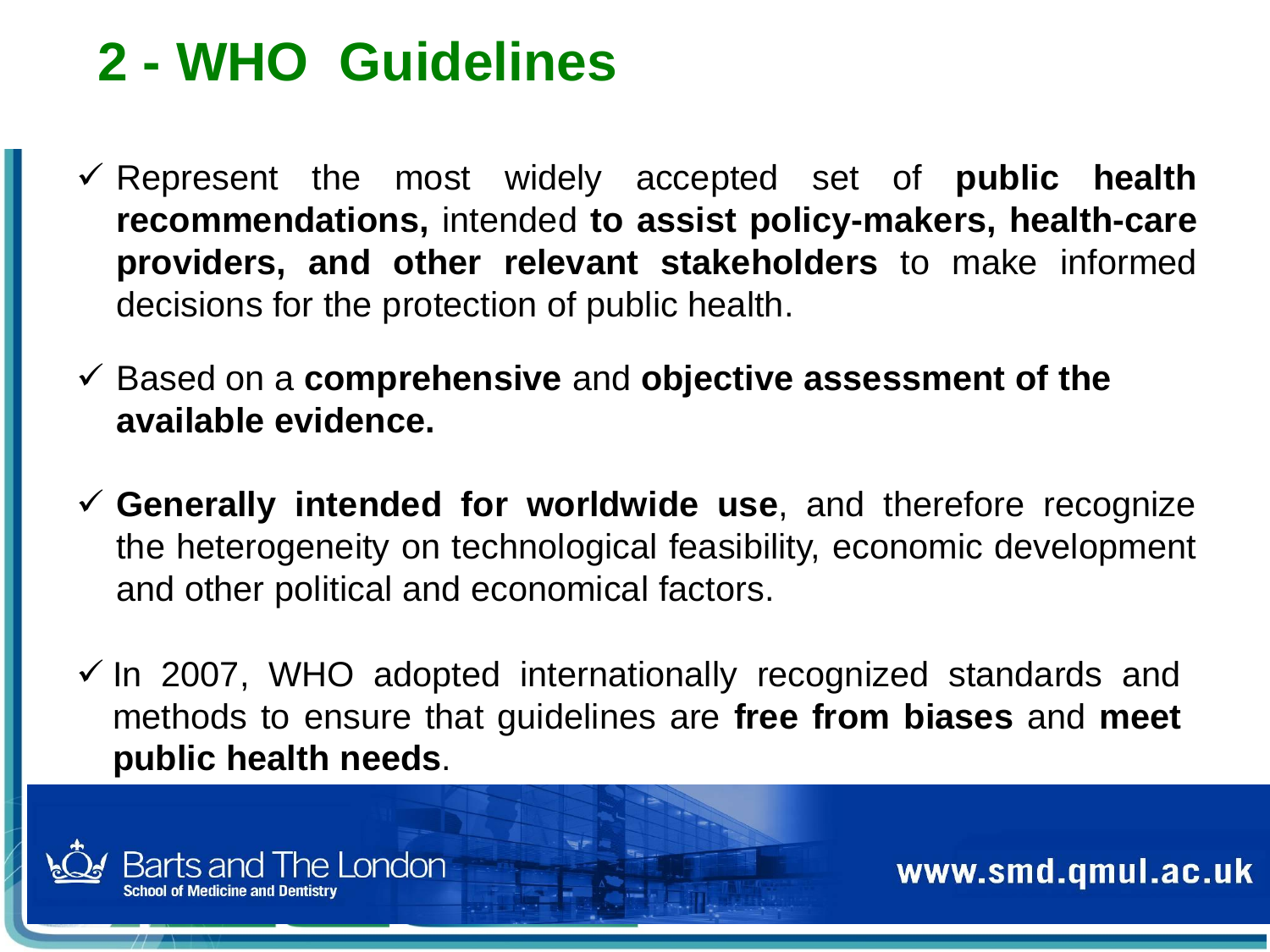# 2 - WHO Guidelines

- ✓ Represent the most widely accepted set of **public health recommendations,** intended **to assist policy-makers, health-care providers, and other relevant stakeholders** to make informed decisions for the protection of public health.

- ✓ Based on a **comprehensive** and **objective assessment of the available evidence.**

- ✓ **Generally intended for worldwide use**, and therefore recognize the heterogeneity on technological feasibility, economic development and other political and economical factors.

- ✓ In 2007, WHO adopted internationally recognized standards and methods to ensure that guidelines are **free from biases** and **meet public health needs**.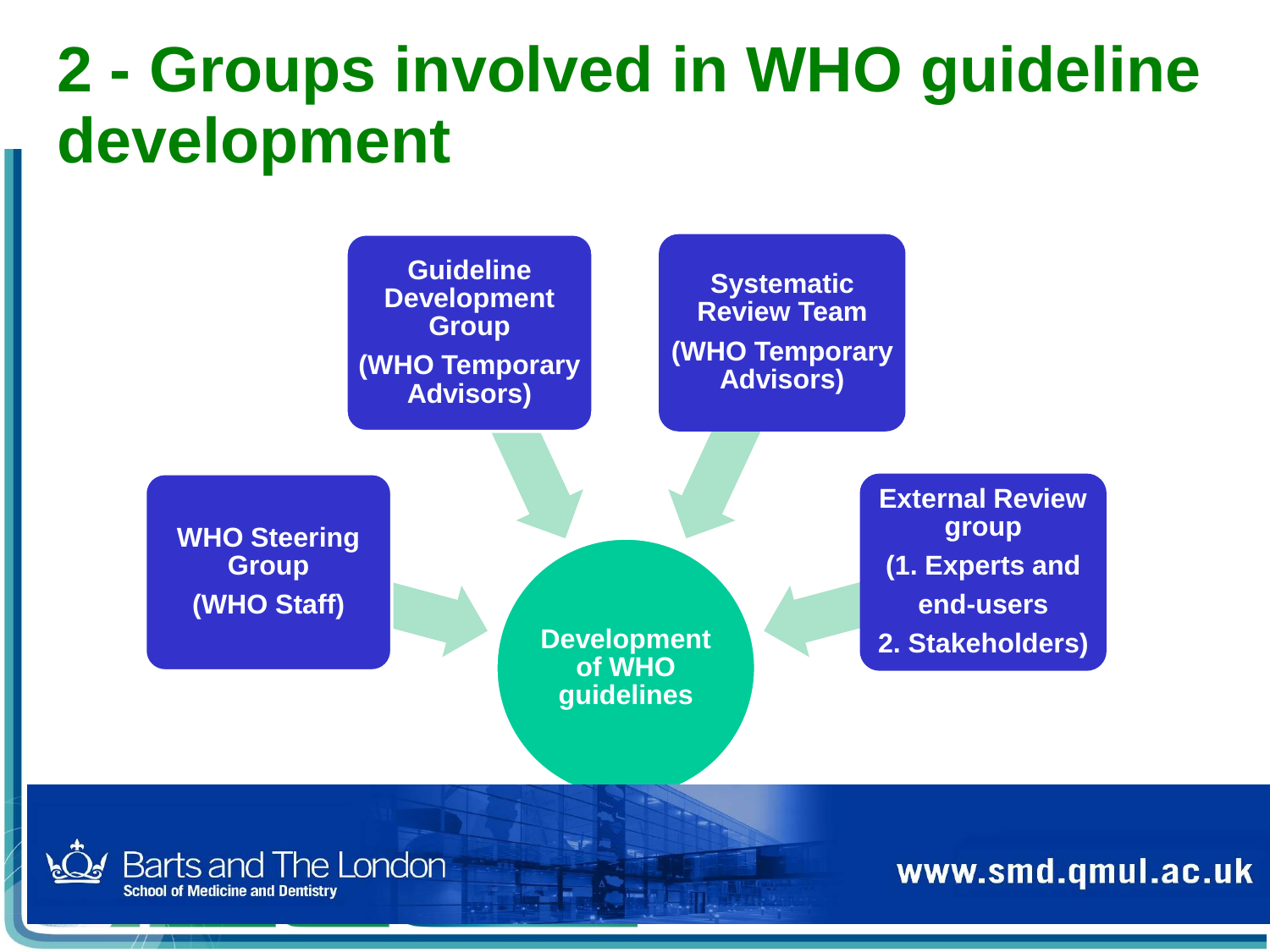# 2 - Groups involved in WHO guideline development

**Guideline Development Group**
(WHO Temporary Advisors)

**Systematic Review Team**
(WHO Temporary Advisors)

**WHO Steering Group**
(WHO Staff)

**External Review group**
(1. Experts and end-users
2. Stakeholders)

**Development of WHO guidelines**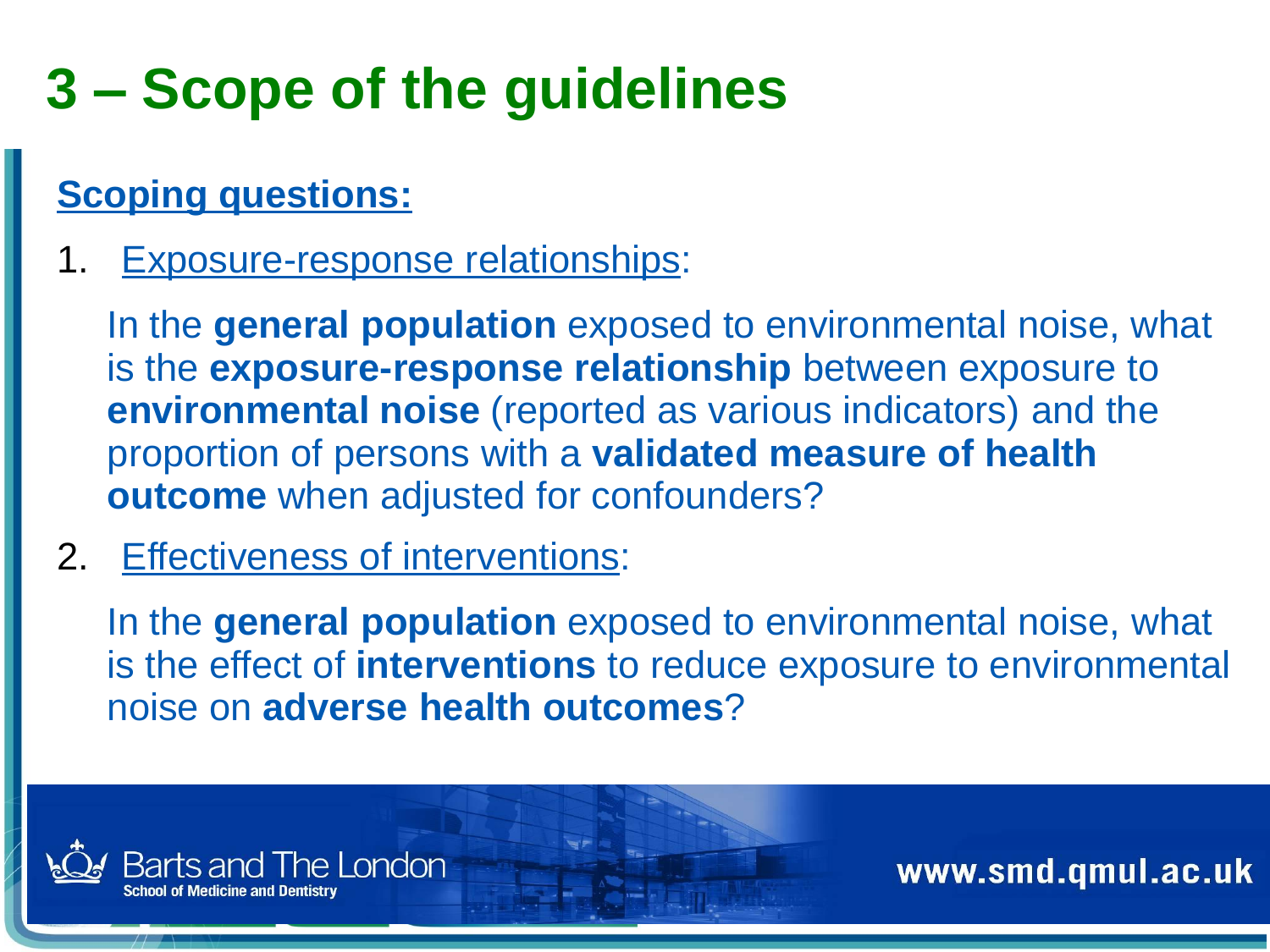# 3 – Scope of the guidelines

**Scoping questions:**

1. Exposure-response relationships:

   In the **general population** exposed to environmental noise, what is the **exposure-response relationship** between exposure to **environmental noise** (reported as various indicators) and the proportion of persons with a **validated measure of health outcome** when adjusted for confounders?

2. Effectiveness of interventions:

   In the **general population** exposed to environmental noise, what is the effect of **interventions** to reduce exposure to environmental noise on **adverse health outcomes**?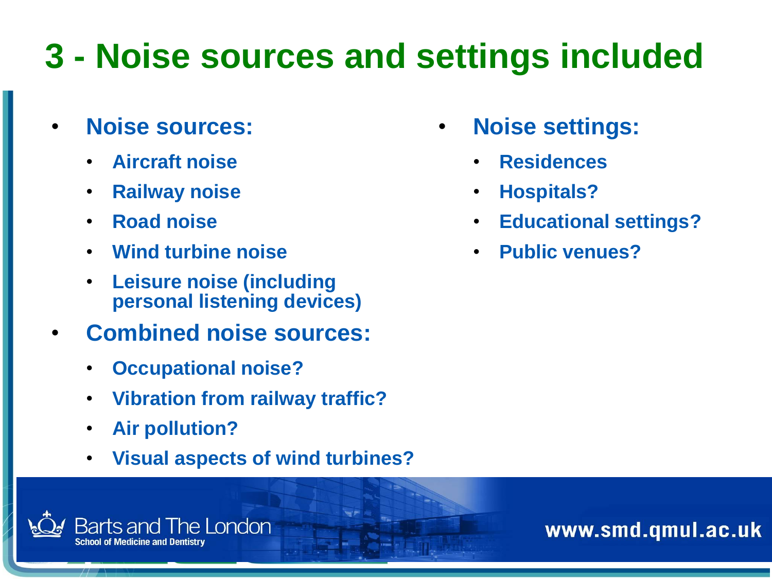# 3 - Noise sources and settings included

- **Noise sources:**
  - Aircraft noise
  - Railway noise
  - Road noise
  - Wind turbine noise
  - Leisure noise (including personal listening devices)
- **Combined noise sources:**
  - Occupational noise?
  - Vibration from railway traffic?
  - Air pollution?
  - Visual aspects of wind turbines?

- **Noise settings:**
  - Residences
  - Hospitals?
  - Educational settings?
  - Public venues?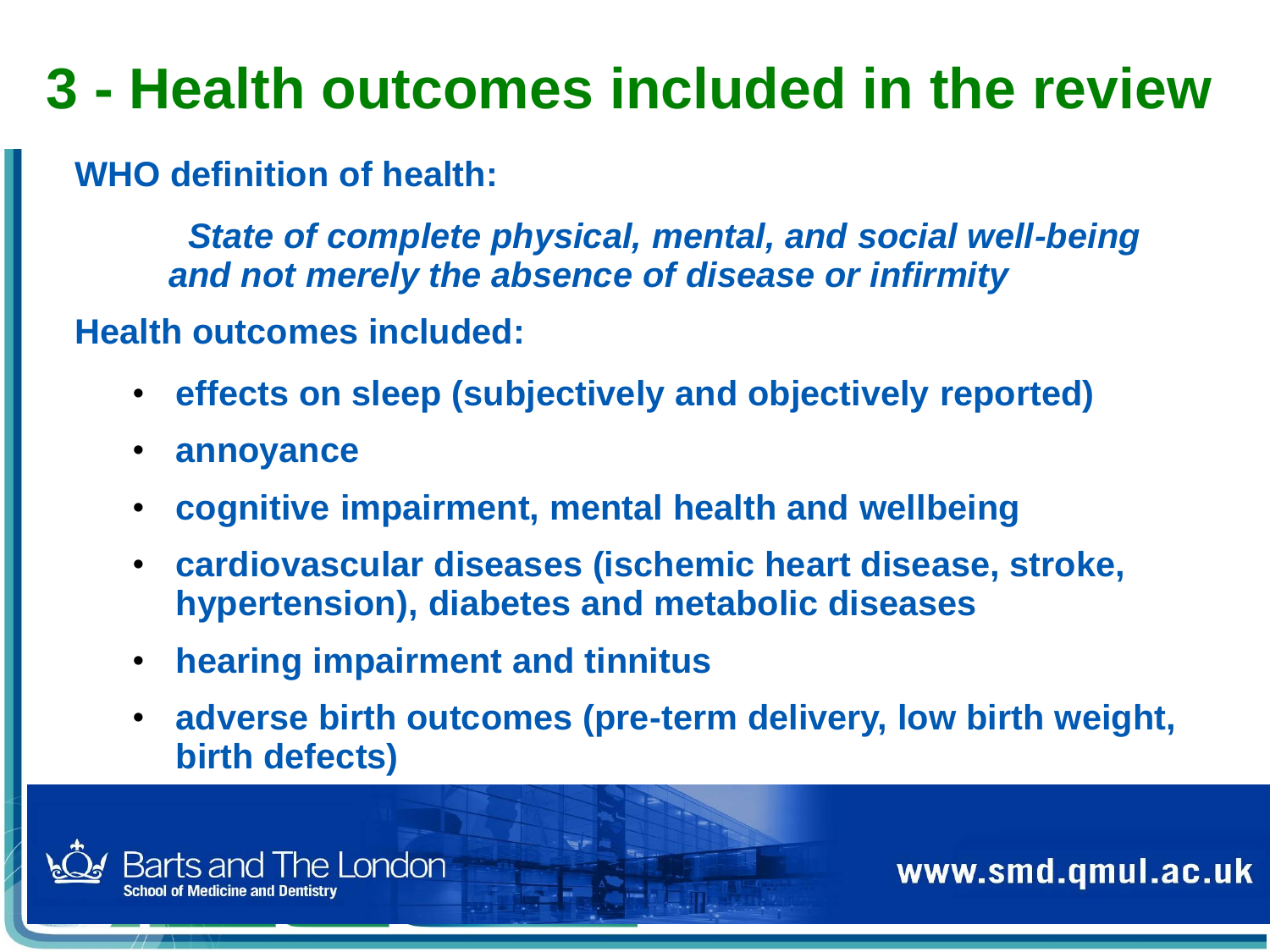# 3 - Health outcomes included in the review

**WHO definition of health:**

***State of complete physical, mental, and social well-being and not merely the absence of disease or infirmity***

**Health outcomes included:**

- **effects on sleep (subjectively and objectively reported)**
- **annoyance**
- **cognitive impairment, mental health and wellbeing**
- **cardiovascular diseases (ischemic heart disease, stroke, hypertension), diabetes and metabolic diseases**
- **hearing impairment and tinnitus**
- **adverse birth outcomes (pre-term delivery, low birth weight, birth defects)**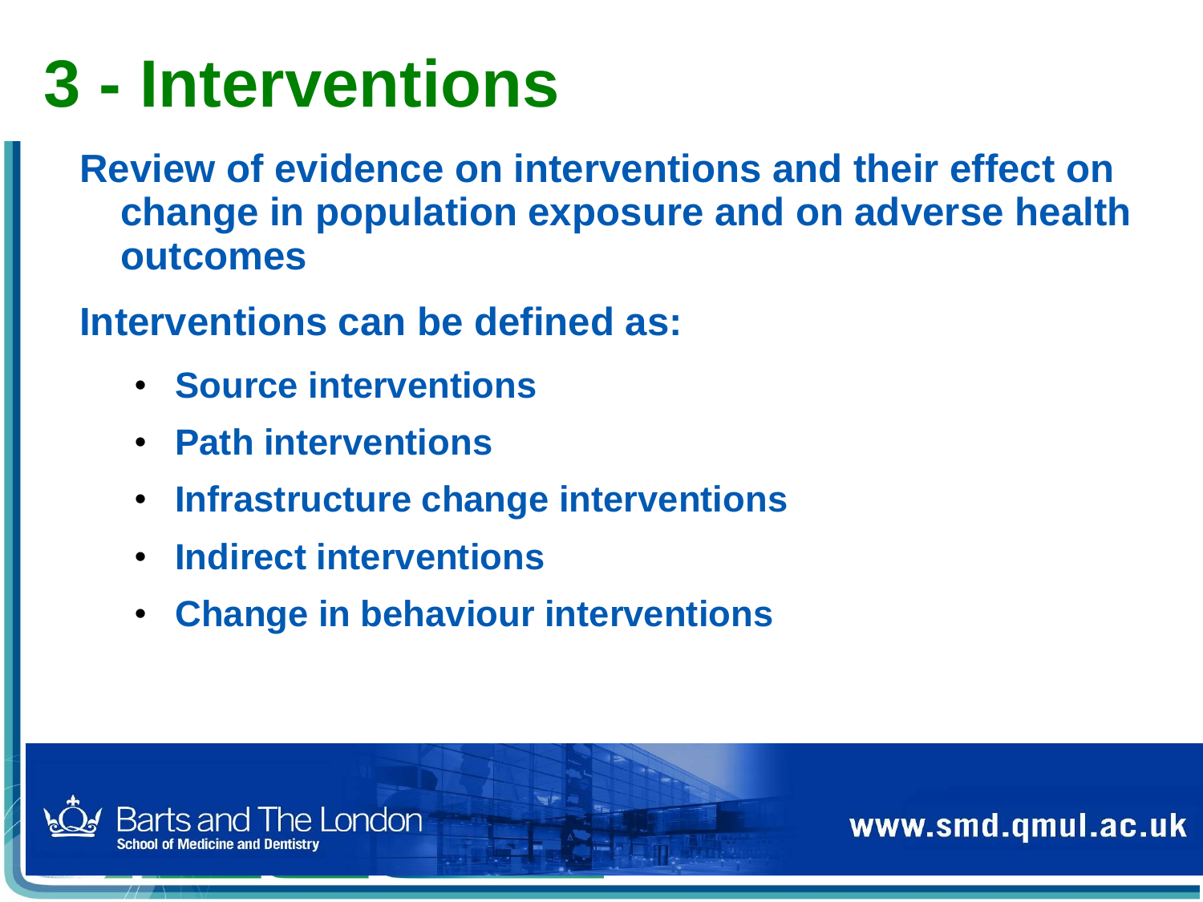# 3 - Interventions

**Review of evidence on interventions and their effect on change in population exposure and on adverse health outcomes**

**Interventions can be defined as:**

- **Source interventions**
- **Path interventions**
- **Infrastructure change interventions**
- **Indirect interventions**
- **Change in behaviour interventions**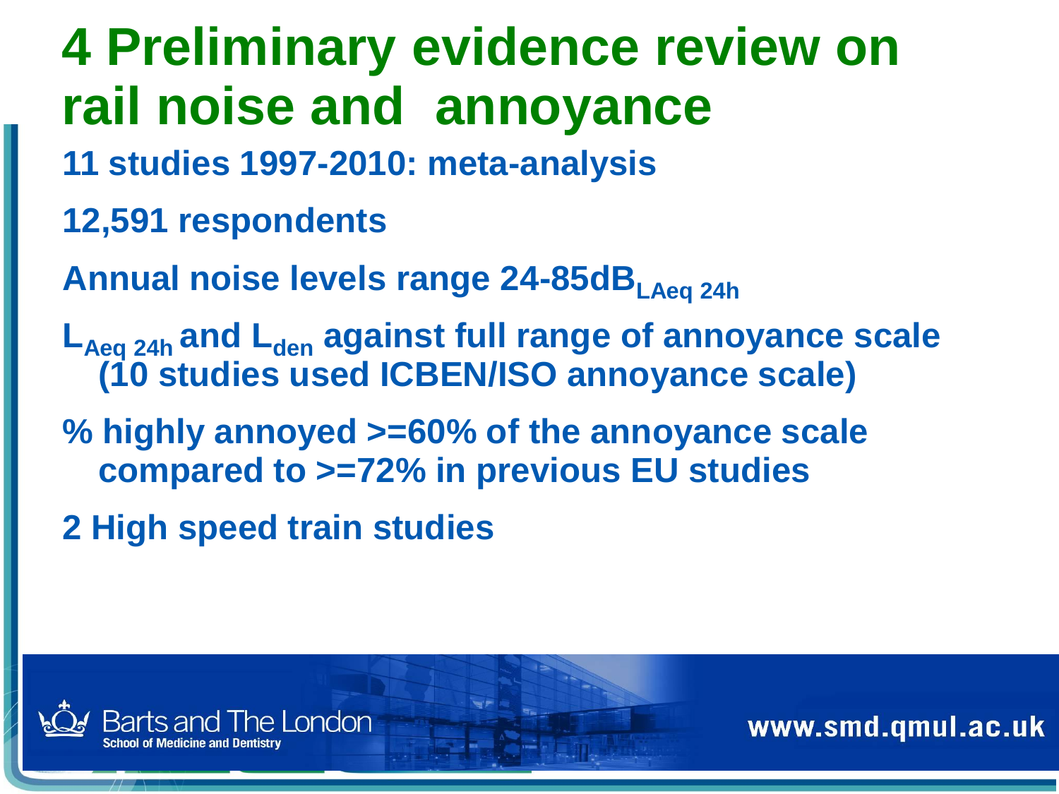# 4 Preliminary evidence review on rail noise and annoyance

**11 studies 1997-2010: meta-analysis**

**12,591 respondents**

**Annual noise levels range 24-85$dB_{LAeq\ 24h}$**

**$L_{Aeq\ 24h}$ and $L_{den}$ against full range of annoyance scale (10 studies used ICBEN/ISO annoyance scale)**

**% highly annoyed >=60% of the annoyance scale compared to >=72% in previous EU studies**

**2 High speed train studies**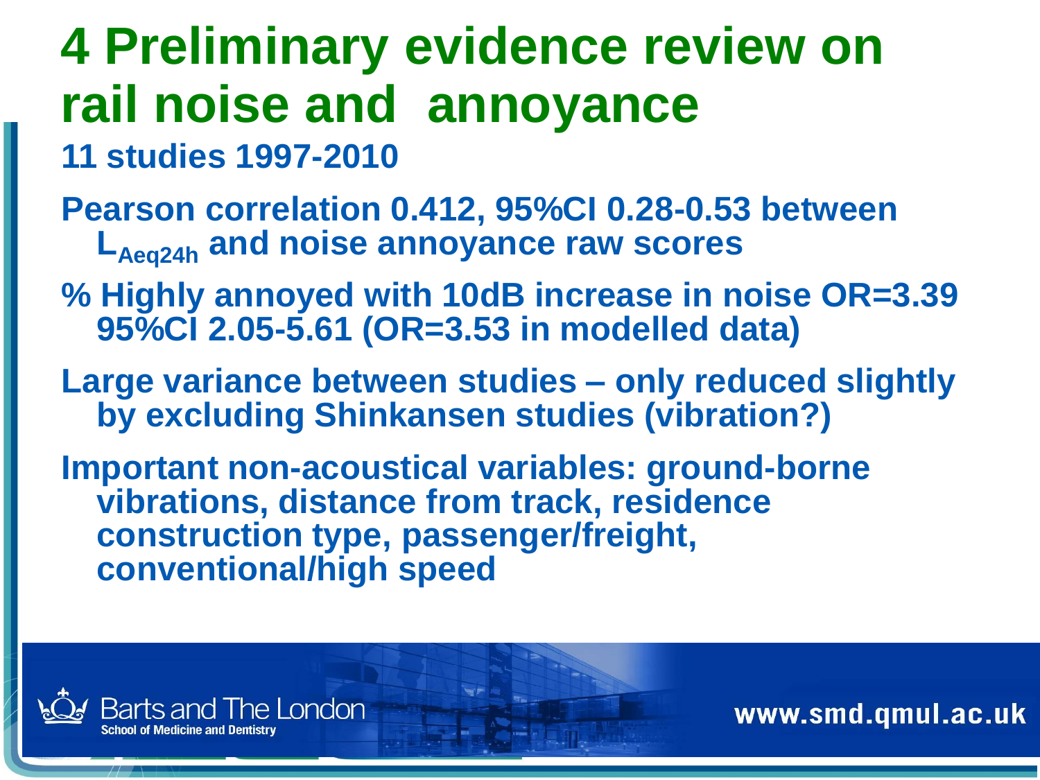# 4 Preliminary evidence review on rail noise and annoyance

**11 studies 1997-2010**

**Pearson correlation 0.412, 95%CI 0.28-0.53 between $L_{Aeq24h}$ and noise annoyance raw scores**

**% Highly annoyed with 10dB increase in noise OR=3.39 95%CI 2.05-5.61 (OR=3.53 in modelled data)**

**Large variance between studies – only reduced slightly by excluding Shinkansen studies (vibration?)**

**Important non-acoustical variables: ground-borne vibrations, distance from track, residence construction type, passenger/freight, conventional/high speed**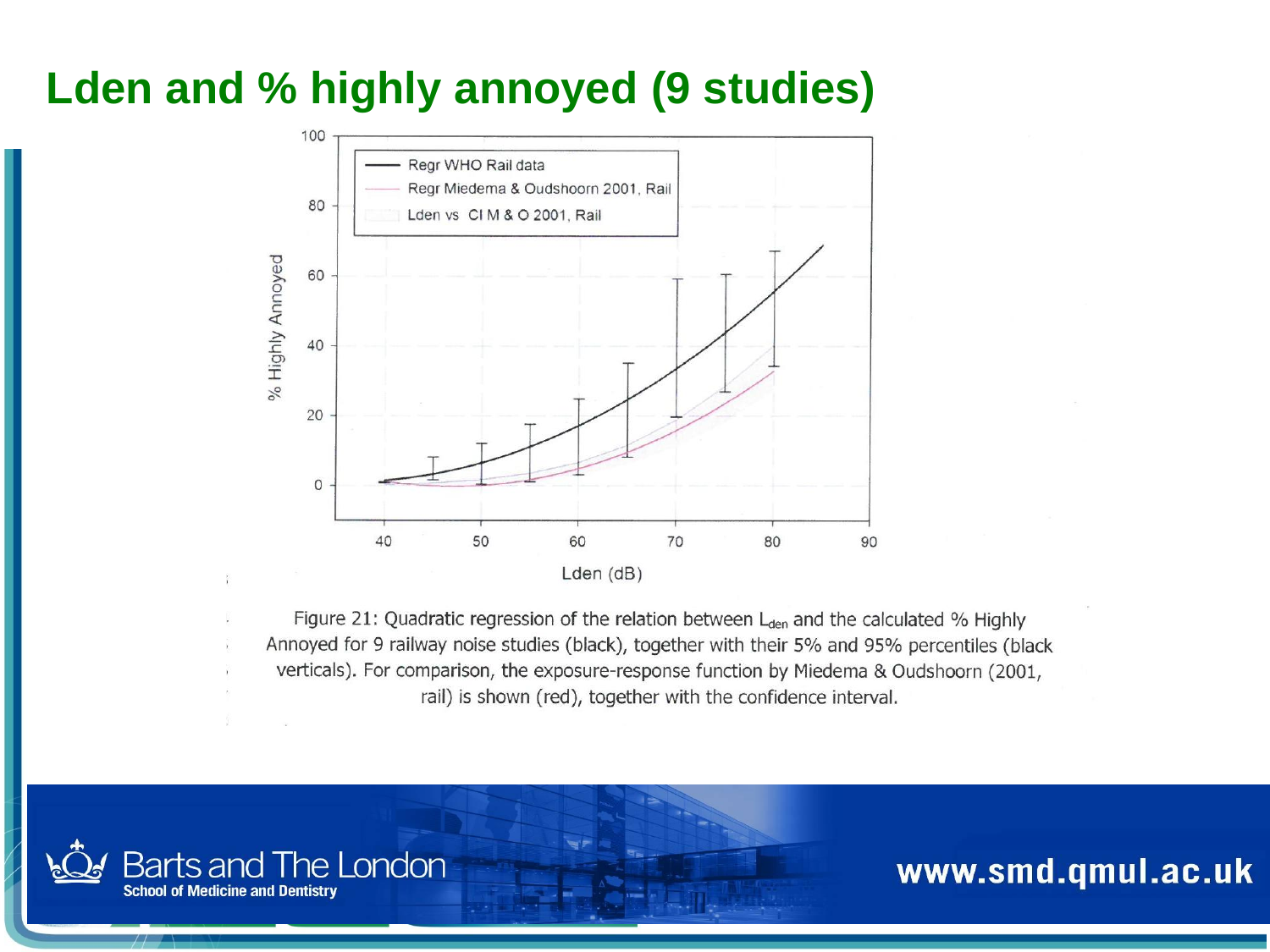# Lden and % highly annoyed (9 studies)

Figure 21: Quadratic regression of the relation between $L_{den}$ and the calculated % Highly Annoyed for 9 railway noise studies (black), together with their 5% and 95% percentiles (black verticals). For comparison, the exposure-response function by Miedema & Oudshoorn (2001, rail) is shown (red), together with the confidence interval.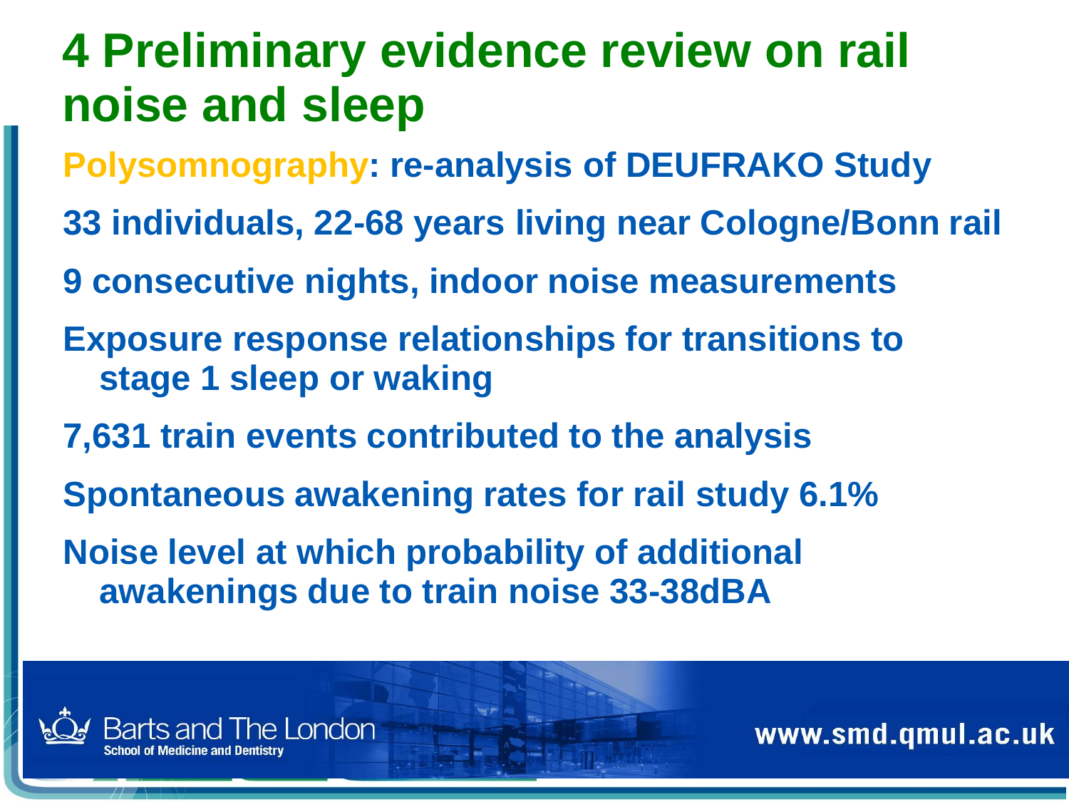# 4 Preliminary evidence review on rail noise and sleep

**Polysomnography: re-analysis of DEUFRAKO Study**

**33 individuals, 22-68 years living near Cologne/Bonn rail**

**9 consecutive nights, indoor noise measurements**

**Exposure response relationships for transitions to stage 1 sleep or waking**

**7,631 train events contributed to the analysis**

**Spontaneous awakening rates for rail study 6.1%**

**Noise level at which probability of additional awakenings due to train noise 33-38dBA**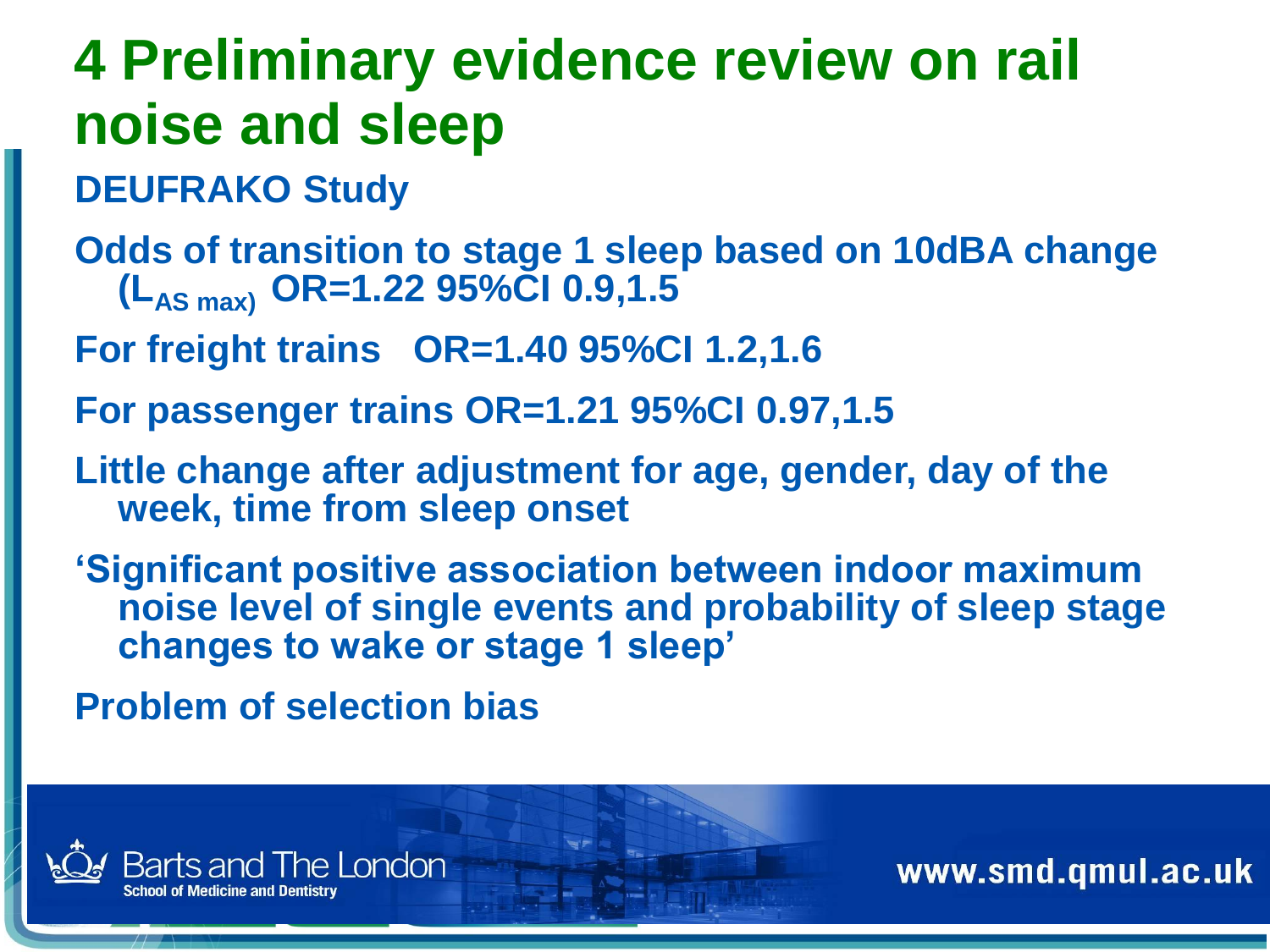# 4 Preliminary evidence review on rail noise and sleep

**DEUFRAKO Study**

**Odds of transition to stage 1 sleep based on 10dBA change ($L_{AS\ max}$) OR=1.22 95%CI 0.9,1.5**

**For freight trains OR=1.40 95%CI 1.2,1.6**

**For passenger trains OR=1.21 95%CI 0.97,1.5**

**Little change after adjustment for age, gender, day of the week, time from sleep onset**

**'Significant positive association between indoor maximum noise level of single events and probability of sleep stage changes to wake or stage 1 sleep'**

**Problem of selection bias**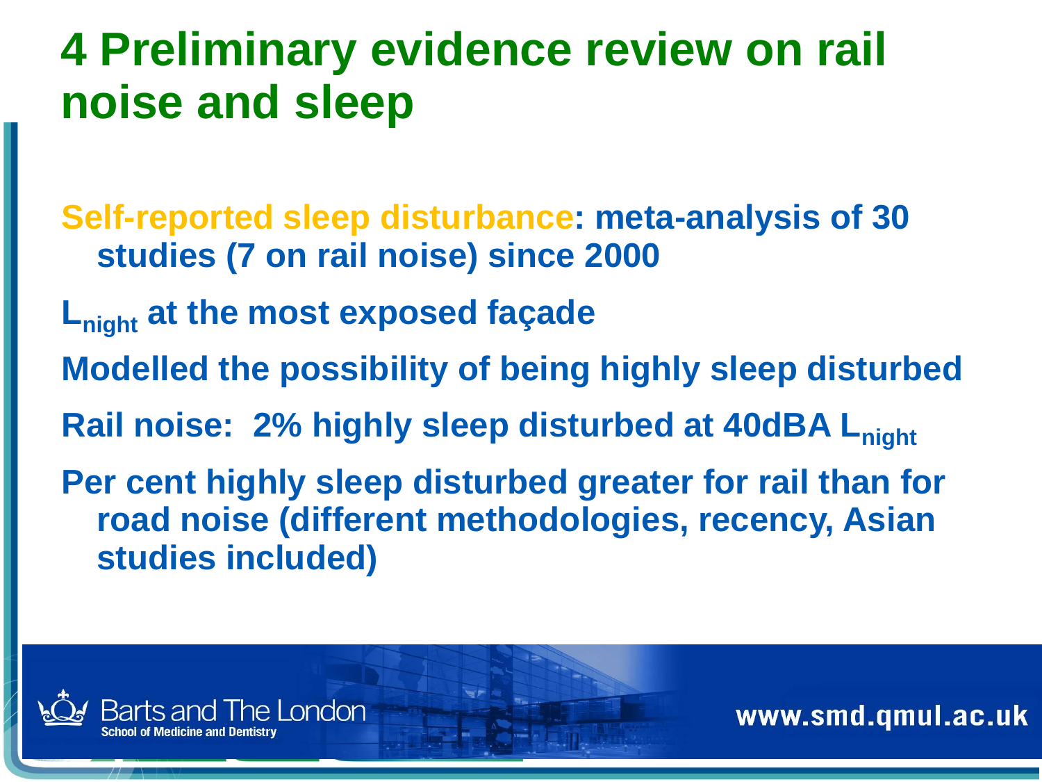# 4 Preliminary evidence review on rail noise and sleep

**Self-reported sleep disturbance: meta-analysis of 30 studies (7 on rail noise) since 2000**

**$L_{night}$ at the most exposed façade**

**Modelled the possibility of being highly sleep disturbed**

**Rail noise: 2% highly sleep disturbed at 40dBA $L_{night}$**

**Per cent highly sleep disturbed greater for rail than for road noise (different methodologies, recency, Asian studies included)**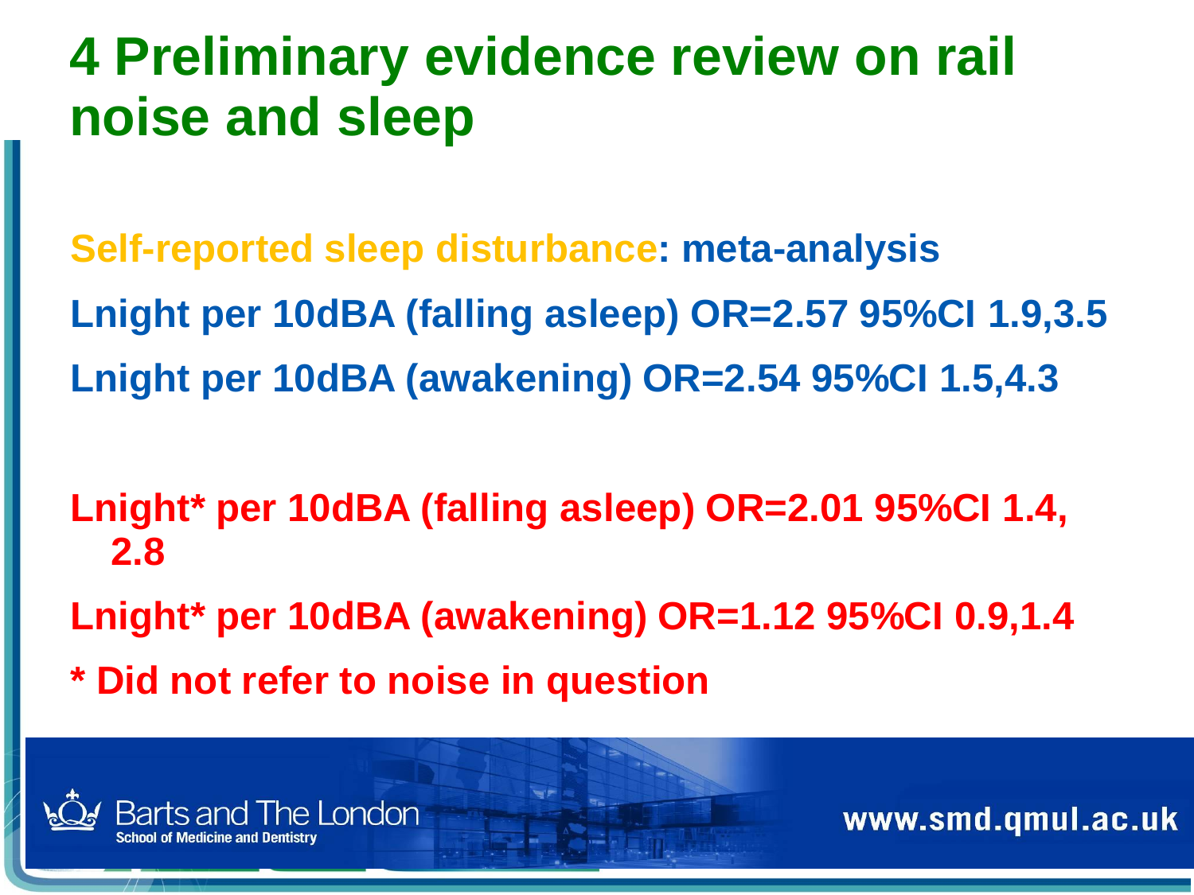# 4 Preliminary evidence review on rail noise and sleep

**Self-reported sleep disturbance: meta-analysis**

**Lnight per 10dBA (falling asleep) OR=2.57 95%CI 1.9,3.5**

**Lnight per 10dBA (awakening) OR=2.54 95%CI 1.5,4.3**

**Lnight* per 10dBA (falling asleep) OR=2.01 95%CI 1.4, 2.8**

**Lnight* per 10dBA (awakening) OR=1.12 95%CI 0.9,1.4**

**\* Did not refer to noise in question**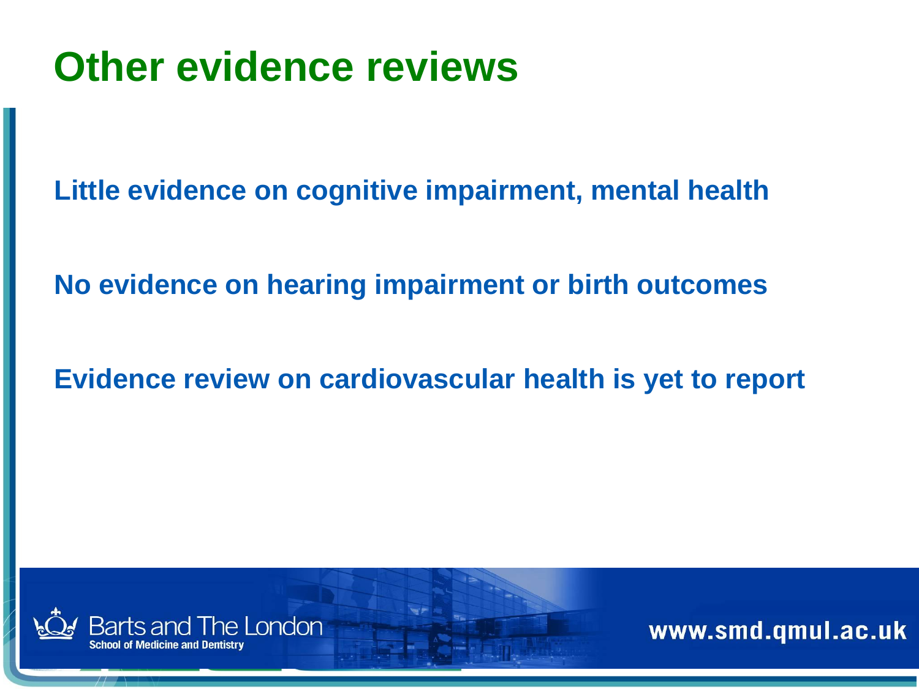# Other evidence reviews

**Little evidence on cognitive impairment, mental health**

**No evidence on hearing impairment or birth outcomes**

**Evidence review on cardiovascular health is yet to report**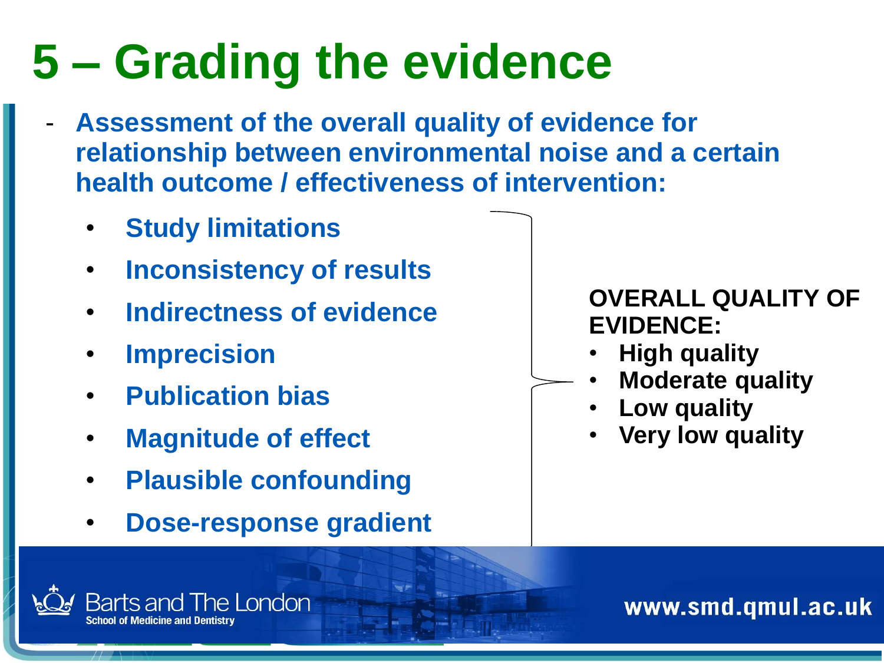# 5 – Grading the evidence

- **Assessment of the overall quality of evidence for relationship between environmental noise and a certain health outcome / effectiveness of intervention:**
  - **Study limitations**
  - **Inconsistency of results**
  - **Indirectness of evidence**
  - **Imprecision**
  - **Publication bias**
  - **Magnitude of effect**
  - **Plausible confounding**
  - **Dose-response gradient**

**OVERALL QUALITY OF EVIDENCE:**

- **High quality**
- **Moderate quality**
- **Low quality**
- **Very low quality**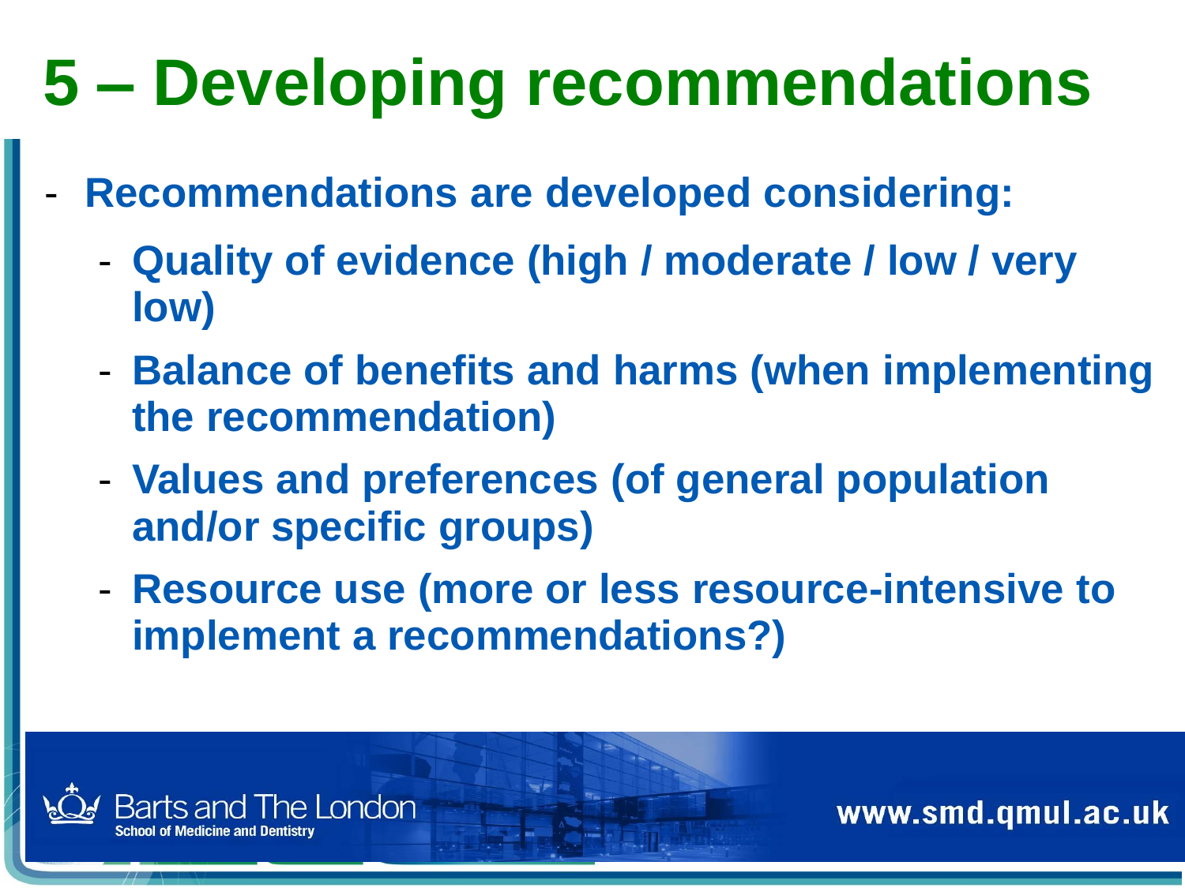# 5 – Developing recommendations

- **Recommendations are developed considering:**
  - **Quality of evidence (high / moderate / low / very low)**
  - **Balance of benefits and harms (when implementing the recommendation)**
  - **Values and preferences (of general population and/or specific groups)**
  - **Resource use (more or less resource-intensive to implement a recommendations?)**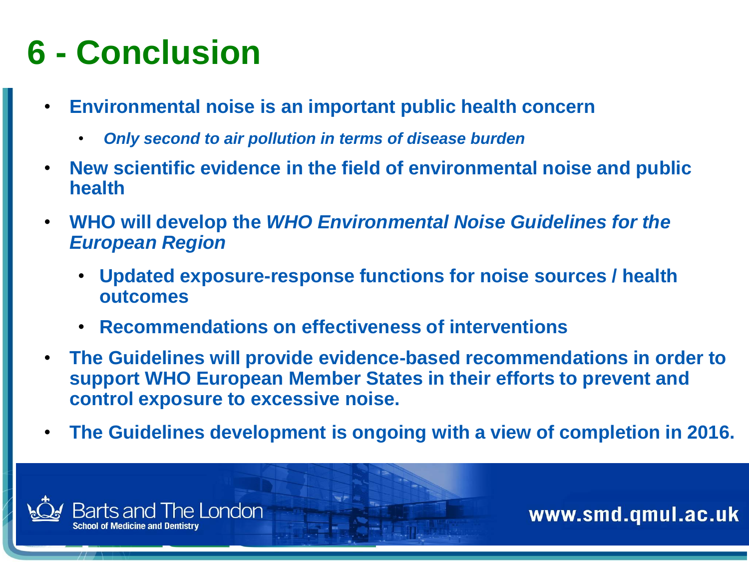# 6 - Conclusion

- **Environmental noise is an important public health concern**
  - ***Only second to air pollution in terms of disease burden***
- **New scientific evidence in the field of environmental noise and public health**
- **WHO will develop the *WHO Environmental Noise Guidelines for the European Region***
  - **Updated exposure-response functions for noise sources / health outcomes**
  - **Recommendations on effectiveness of interventions**
- **The Guidelines will provide evidence-based recommendations in order to support WHO European Member States in their efforts to prevent and control exposure to excessive noise.**
- **The Guidelines development is ongoing with a view of completion in 2016.**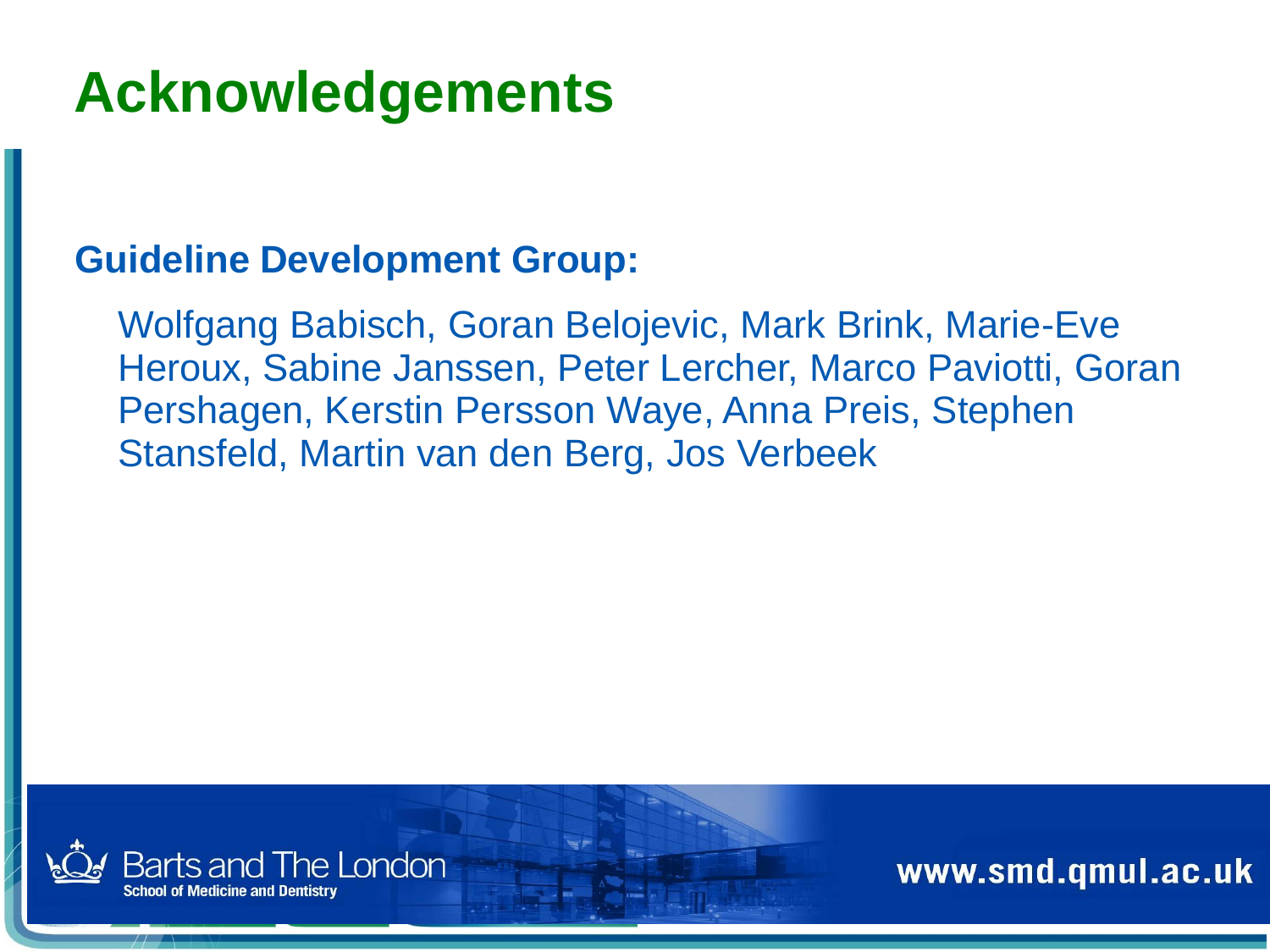# Acknowledgements

**Guideline Development Group:**

Wolfgang Babisch, Goran Belojevic, Mark Brink, Marie-Eve Heroux, Sabine Janssen, Peter Lercher, Marco Paviotti, Goran Pershagen, Kerstin Persson Waye, Anna Preis, Stephen Stansfeld, Martin van den Berg, Jos Verbeek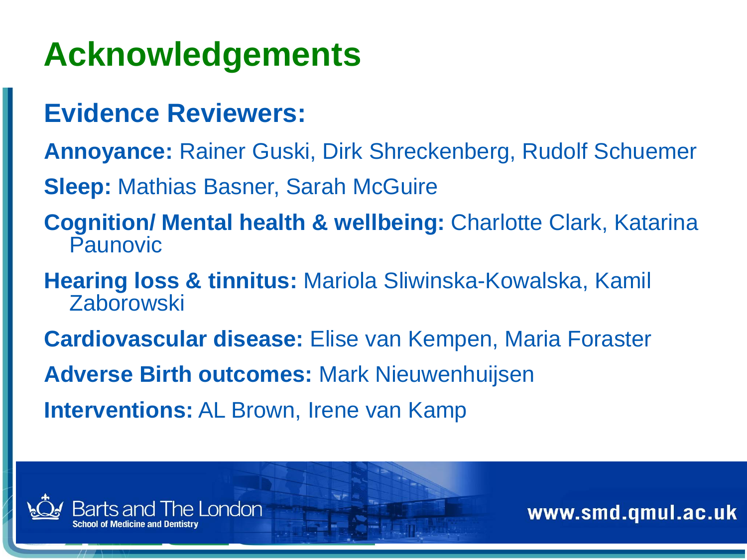# Acknowledgements

## Evidence Reviewers:

**Annoyance:** Rainer Guski, Dirk Shreckenberg, Rudolf Schuemer

**Sleep:** Mathias Basner, Sarah McGuire

**Cognition/ Mental health & wellbeing:** Charlotte Clark, Katarina Paunovic

**Hearing loss & tinnitus:** Mariola Sliwinska-Kowalska, Kamil Zaborowski

**Cardiovascular disease:** Elise van Kempen, Maria Foraster

**Adverse Birth outcomes:** Mark Nieuwenhuijsen

**Interventions:** AL Brown, Irene van Kamp

Barts and The London School of Medicine and Dentistry

www.smd.qmul.ac.uk